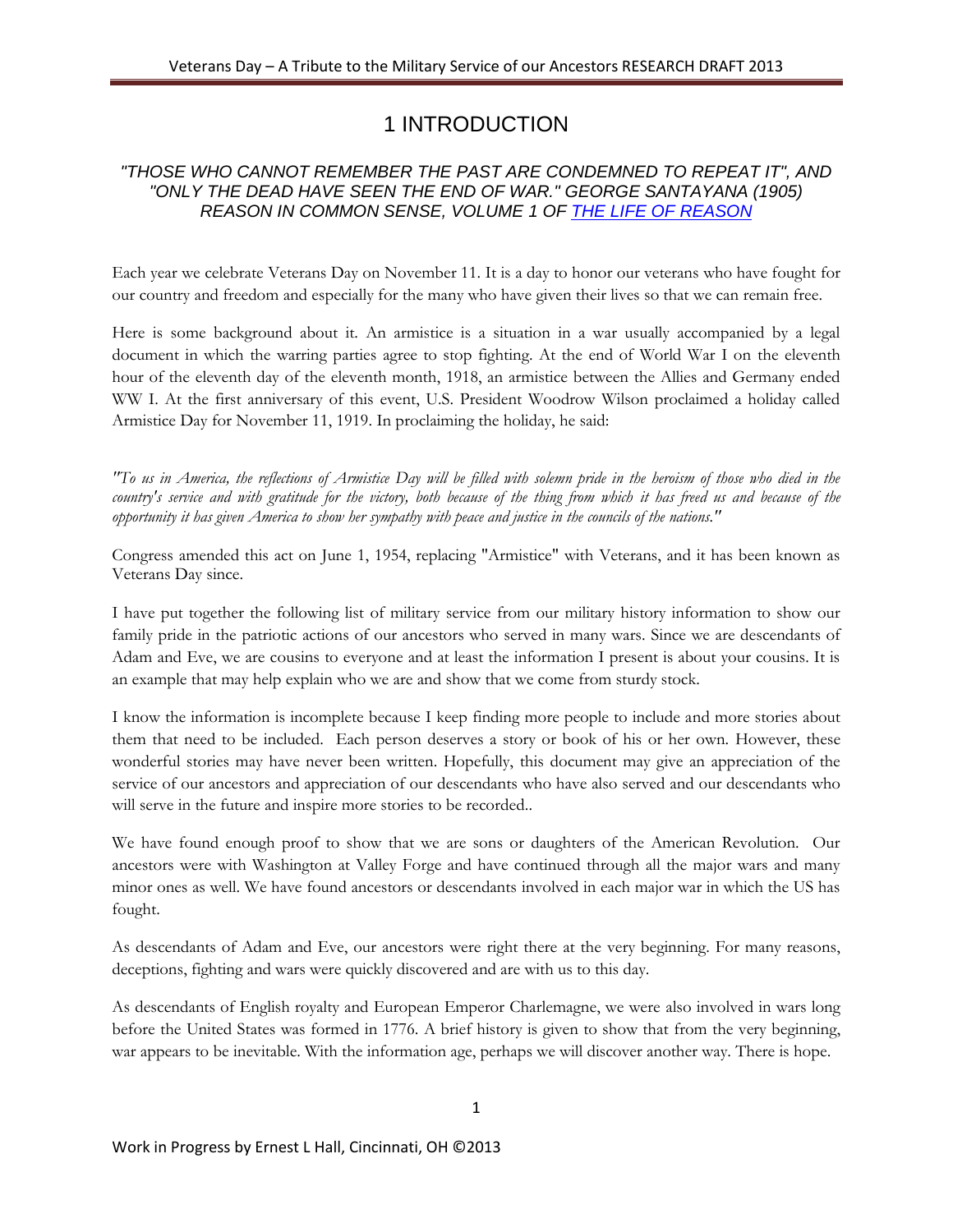# 1 INTRODUCTION

*"THOSE WHO CANNOT REMEMBER THE PAST ARE CONDEMNED TO REPEAT IT", AND "ONLY THE DEAD HAVE SEEN THE END OF WAR." GEORGE SANTAYANA (1905) REASON IN COMMON SENSE, VOLUME 1 OF THE LIFE OF REASON*

Each year we celebrate Veterans Day on November 11. It is a day to honor our veterans who have fought for our country and freedom and especially for the many who have given their lives so that we can remain free.

Here is some background about it. An armistice is a situation in a war usually accompanied by a legal document in which the warring parties agree to stop fighting. At the end of World War I on the eleventh hour of the eleventh day of the eleventh month, 1918, an armistice between the Allies and Germany ended WW I. At the first anniversary of this event, U.S. President Woodrow Wilson proclaimed a holiday called Armistice Day for November 11, 1919. In proclaiming the holiday, he said:

*"To us in America, the reflections of Armistice Day will be filled with solemn pride in the heroism of those who died in the country's service and with gratitude for the victory, both because of the thing from which it has freed us and because of the opportunity it has given America to show her sympathy with peace and justice in the councils of the nations."*

Congress amended this act on June 1, 1954, replacing "Armistice" with Veterans, and it has been known as Veterans Day since.

I have put together the following list of military service from our military history information to show our family pride in the patriotic actions of our ancestors who served in many wars. Since we are descendants of Adam and Eve, we are cousins to everyone and at least the information I present is about your cousins. It is an example that may help explain who we are and show that we come from sturdy stock.

I know the information is incomplete because I keep finding more people to include and more stories about them that need to be included. Each person deserves a story or book of his or her own. However, these wonderful stories may have never been written. Hopefully, this document may give an appreciation of the service of our ancestors and appreciation of our descendants who have also served and our descendants who will serve in the future and inspire more stories to be recorded..

We have found enough proof to show that we are sons or daughters of the American Revolution. Our ancestors were with Washington at Valley Forge and have continued through all the major wars and many minor ones as well. We have found ancestors or descendants involved in each major war in which the US has fought.

As descendants of Adam and Eve, our ancestors were right there at the very beginning. For many reasons, deceptions, fighting and wars were quickly discovered and are with us to this day.

As descendants of English royalty and European Emperor Charlemagne, we were also involved in wars long before the United States was formed in 1776. A brief history is given to show that from the very beginning, war appears to be inevitable. With the information age, perhaps we will discover another way. There is hope.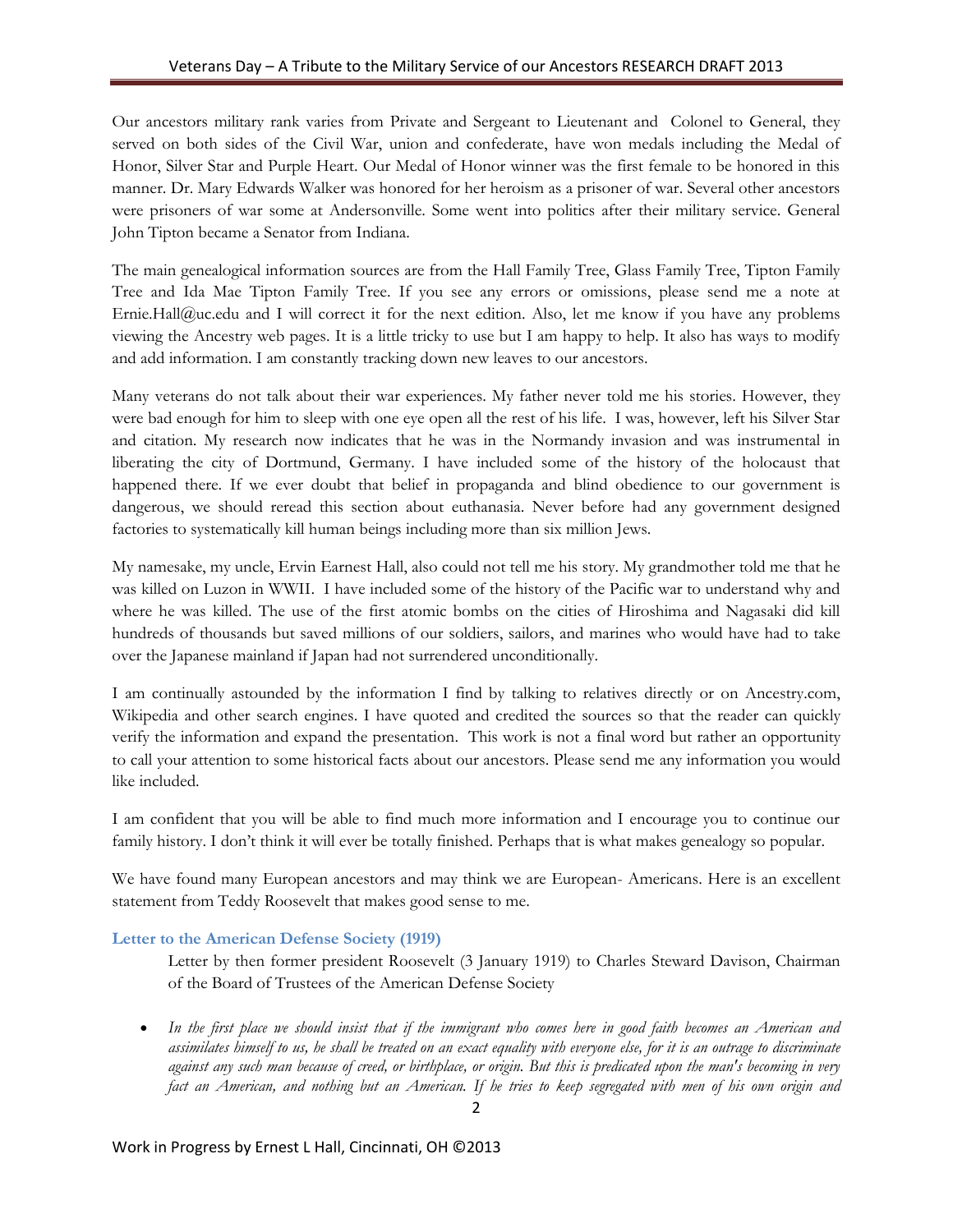Our ancestors military rank varies from Private and Sergeant to Lieutenant and Colonel to General, they served on both sides of the Civil War, union and confederate, have won medals including the Medal of Honor, Silver Star and Purple Heart. Our Medal of Honor winner was the first female to be honored in this manner. Dr. Mary Edwards Walker was honored for her heroism as a prisoner of war. Several other ancestors were prisoners of war some at Andersonville. Some went into politics after their military service. General John Tipton became a Senator from Indiana.

The main genealogical information sources are from the Hall Family Tree, Glass Family Tree, Tipton Family Tree and Ida Mae Tipton Family Tree. If you see any errors or omissions, please send me a note at Ernie.Hall@uc.edu and I will correct it for the next edition. Also, let me know if you have any problems viewing the Ancestry web pages. It is a little tricky to use but I am happy to help. It also has ways to modify and add information. I am constantly tracking down new leaves to our ancestors.

Many veterans do not talk about their war experiences. My father never told me his stories. However, they were bad enough for him to sleep with one eye open all the rest of his life. I was, however, left his Silver Star and citation. My research now indicates that he was in the Normandy invasion and was instrumental in liberating the city of Dortmund, Germany. I have included some of the history of the holocaust that happened there. If we ever doubt that belief in propaganda and blind obedience to our government is dangerous, we should reread this section about euthanasia. Never before had any government designed factories to systematically kill human beings including more than six million Jews.

My namesake, my uncle, Ervin Earnest Hall, also could not tell me his story. My grandmother told me that he was killed on Luzon in WWII. I have included some of the history of the Pacific war to understand why and where he was killed. The use of the first atomic bombs on the cities of Hiroshima and Nagasaki did kill hundreds of thousands but saved millions of our soldiers, sailors, and marines who would have had to take over the Japanese mainland if Japan had not surrendered unconditionally.

I am continually astounded by the information I find by talking to relatives directly or on Ancestry.com, Wikipedia and other search engines. I have quoted and credited the sources so that the reader can quickly verify the information and expand the presentation. This work is not a final word but rather an opportunity to call your attention to some historical facts about our ancestors. Please send me any information you would like included.

I am confident that you will be able to find much more information and I encourage you to continue our family history. I don't think it will ever be totally finished. Perhaps that is what makes genealogy so popular.

We have found many European ancestors and may think we are European- Americans. Here is an excellent statement from Teddy Roosevelt that makes good sense to me.

### Letter to the American Defense Society (1919)

Letter by then former president Roosevelt (3 January 1919) to Charles Steward Davison, Chairman of the Board of Trustees of the American Defense Society

- *In the first place we should insist that if the immigrant who comes here in good faith becomes an American and assimilates himself to us, he shall be treated on an exact equality with everyone else, for it is an outrage to discriminate against any such man because of creed, or birthplace, or origin. But this is predicated upon the man's becoming in very fact an American, and nothing but an American. If he tries to keep segregated with men of his own origin and*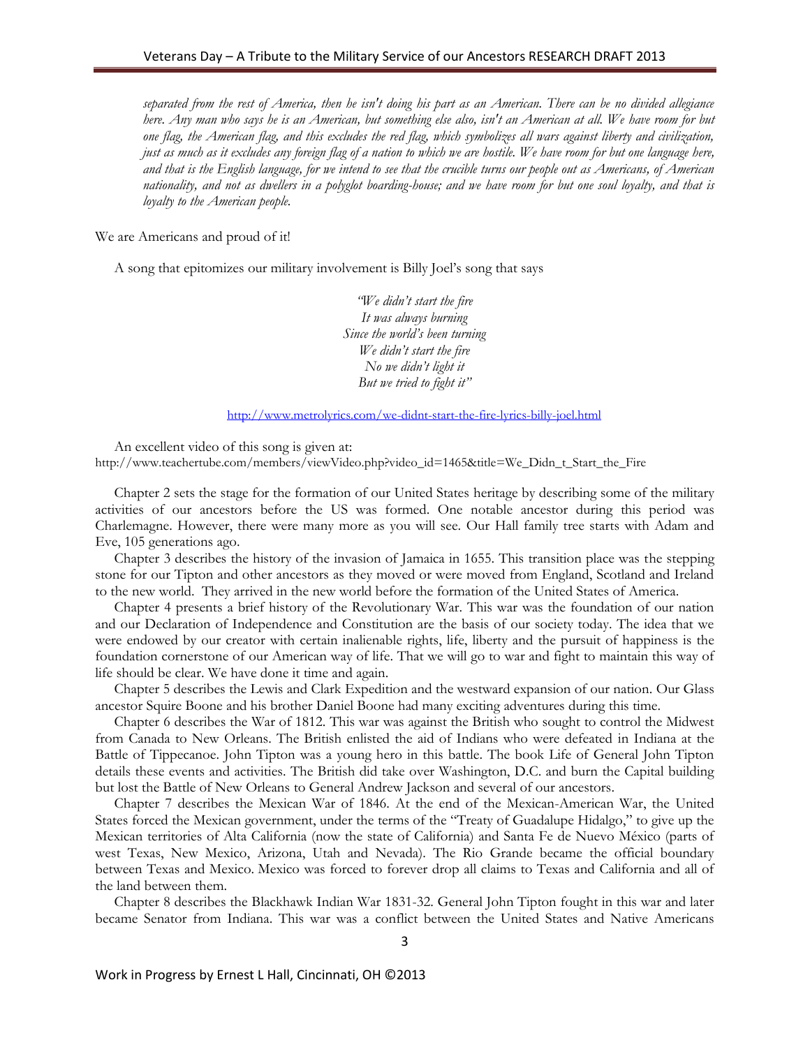*separated from the rest of America, then he isn't doing his part as an American. There can be no divided allegiance here. Any man who says he is an American, but something else also, isn't an American at all. We have room for but one flag, the American flag, and this excludes the red flag, which symbolizes all wars against liberty and civilization, just as much as it excludes any foreign flag of a nation to which we are hostile. We have room for but one language here, and that is the English language, for we intend to see that the crucible turns our people out as Americans, of American nationality, and not as dwellers in a polyglot boarding-house; and we have room for but one soul loyalty, and that is loyalty to the American people.*

We are Americans and proud of it!

A song that epitomizes our military involvement is Billy Joel's song that says

*"We didn't start the fire*
*It was always burning*
*Since the world's been turning*
*We didn't start the fire*
*No we didn't light it*
*But we tried to fight it"*

http://www.metrolyrics.com/we-didnt-start-the-fire-lyrics-billy-joel.html

An excellent video of this song is given at:
http://www.teachertube.com/members/viewVideo.php?video_id=1465&title=We_Didn_t_Start_the_Fire

Chapter 2 sets the stage for the formation of our United States heritage by describing some of the military activities of our ancestors before the US was formed. One notable ancestor during this period was Charlemagne. However, there were many more as you will see. Our Hall family tree starts with Adam and Eve, 105 generations ago.

Chapter 3 describes the history of the invasion of Jamaica in 1655. This transition place was the stepping stone for our Tipton and other ancestors as they moved or were moved from England, Scotland and Ireland to the new world. They arrived in the new world before the formation of the United States of America.

Chapter 4 presents a brief history of the Revolutionary War. This war was the foundation of our nation and our Declaration of Independence and Constitution are the basis of our society today. The idea that we were endowed by our creator with certain inalienable rights, life, liberty and the pursuit of happiness is the foundation cornerstone of our American way of life. That we will go to war and fight to maintain this way of life should be clear. We have done it time and again.

Chapter 5 describes the Lewis and Clark Expedition and the westward expansion of our nation. Our Glass ancestor Squire Boone and his brother Daniel Boone had many exciting adventures during this time.

Chapter 6 describes the War of 1812. This war was against the British who sought to control the Midwest from Canada to New Orleans. The British enlisted the aid of Indians who were defeated in Indiana at the Battle of Tippecanoe. John Tipton was a young hero in this battle. The book Life of General John Tipton details these events and activities. The British did take over Washington, D.C. and burn the Capital building but lost the Battle of New Orleans to General Andrew Jackson and several of our ancestors.

Chapter 7 describes the Mexican War of 1846. At the end of the Mexican-American War, the United States forced the Mexican government, under the terms of the "Treaty of Guadalupe Hidalgo," to give up the Mexican territories of Alta California (now the state of California) and Santa Fe de Nuevo México (parts of west Texas, New Mexico, Arizona, Utah and Nevada). The Rio Grande became the official boundary between Texas and Mexico. Mexico was forced to forever drop all claims to Texas and California and all of the land between them.

Chapter 8 describes the Blackhawk Indian War 1831-32. General John Tipton fought in this war and later became Senator from Indiana. This war was a conflict between the United States and Native Americans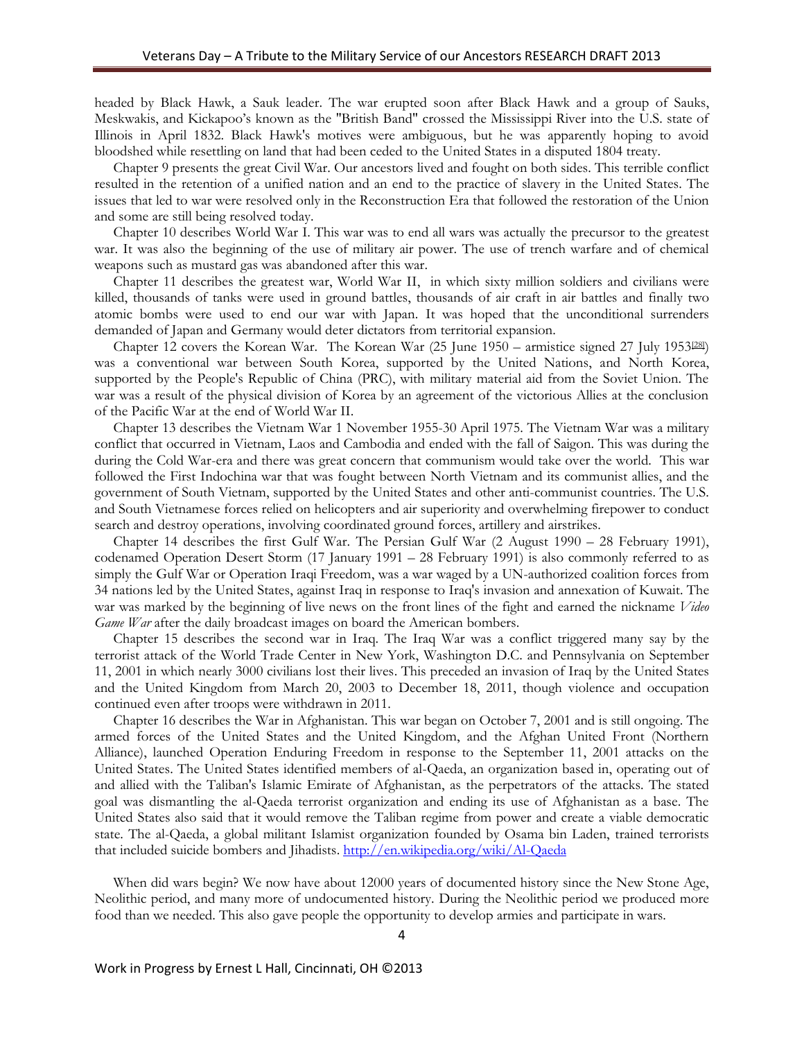headed by Black Hawk, a Sauk leader. The war erupted soon after Black Hawk and a group of Sauks, Meskwakis, and Kickapoo's known as the "British Band" crossed the Mississippi River into the U.S. state of Illinois in April 1832. Black Hawk's motives were ambiguous, but he was apparently hoping to avoid bloodshed while resettling on land that had been ceded to the United States in a disputed 1804 treaty.

Chapter 9 presents the great Civil War. Our ancestors lived and fought on both sides. This terrible conflict resulted in the retention of a unified nation and an end to the practice of slavery in the United States. The issues that led to war were resolved only in the Reconstruction Era that followed the restoration of the Union and some are still being resolved today.

Chapter 10 describes World War I. This war was to end all wars was actually the precursor to the greatest war. It was also the beginning of the use of military air power. The use of trench warfare and of chemical weapons such as mustard gas was abandoned after this war.

Chapter 11 describes the greatest war, World War II, in which sixty million soldiers and civilians were killed, thousands of tanks were used in ground battles, thousands of air craft in air battles and finally two atomic bombs were used to end our war with Japan. It was hoped that the unconditional surrenders demanded of Japan and Germany would deter dictators from territorial expansion.

Chapter 12 covers the Korean War. The Korean War (25 June 1950 – armistice signed 27 July 1953[28]) was a conventional war between South Korea, supported by the United Nations, and North Korea, supported by the People's Republic of China (PRC), with military material aid from the Soviet Union. The war was a result of the physical division of Korea by an agreement of the victorious Allies at the conclusion of the Pacific War at the end of World War II.

Chapter 13 describes the Vietnam War 1 November 1955-30 April 1975. The Vietnam War was a military conflict that occurred in Vietnam, Laos and Cambodia and ended with the fall of Saigon. This was during the during the Cold War-era and there was great concern that communism would take over the world. This war followed the First Indochina war that was fought between North Vietnam and its communist allies, and the government of South Vietnam, supported by the United States and other anti-communist countries. The U.S. and South Vietnamese forces relied on helicopters and air superiority and overwhelming firepower to conduct search and destroy operations, involving coordinated ground forces, artillery and airstrikes.

Chapter 14 describes the first Gulf War. The Persian Gulf War (2 August 1990 – 28 February 1991), codenamed Operation Desert Storm (17 January 1991 – 28 February 1991) is also commonly referred to as simply the Gulf War or Operation Iraqi Freedom, was a war waged by a UN-authorized coalition forces from 34 nations led by the United States, against Iraq in response to Iraq's invasion and annexation of Kuwait. The war was marked by the beginning of live news on the front lines of the fight and earned the nickname *Video Game War* after the daily broadcast images on board the American bombers.

Chapter 15 describes the second war in Iraq. The Iraq War was a conflict triggered many say by the terrorist attack of the World Trade Center in New York, Washington D.C. and Pennsylvania on September 11, 2001 in which nearly 3000 civilians lost their lives. This preceded an invasion of Iraq by the United States and the United Kingdom from March 20, 2003 to December 18, 2011, though violence and occupation continued even after troops were withdrawn in 2011.

Chapter 16 describes the War in Afghanistan. This war began on October 7, 2001 and is still ongoing. The armed forces of the United States and the United Kingdom, and the Afghan United Front (Northern Alliance), launched Operation Enduring Freedom in response to the September 11, 2001 attacks on the United States. The United States identified members of al-Qaeda, an organization based in, operating out of and allied with the Taliban's Islamic Emirate of Afghanistan, as the perpetrators of the attacks. The stated goal was dismantling the al-Qaeda terrorist organization and ending its use of Afghanistan as a base. The United States also said that it would remove the Taliban regime from power and create a viable democratic state. The al-Qaeda, a global militant Islamist organization founded by Osama bin Laden, trained terrorists that included suicide bombers and Jihadists. http://en.wikipedia.org/wiki/Al-Qaeda

When did wars begin? We now have about 12000 years of documented history since the New Stone Age, Neolithic period, and many more of undocumented history. During the Neolithic period we produced more food than we needed. This also gave people the opportunity to develop armies and participate in wars.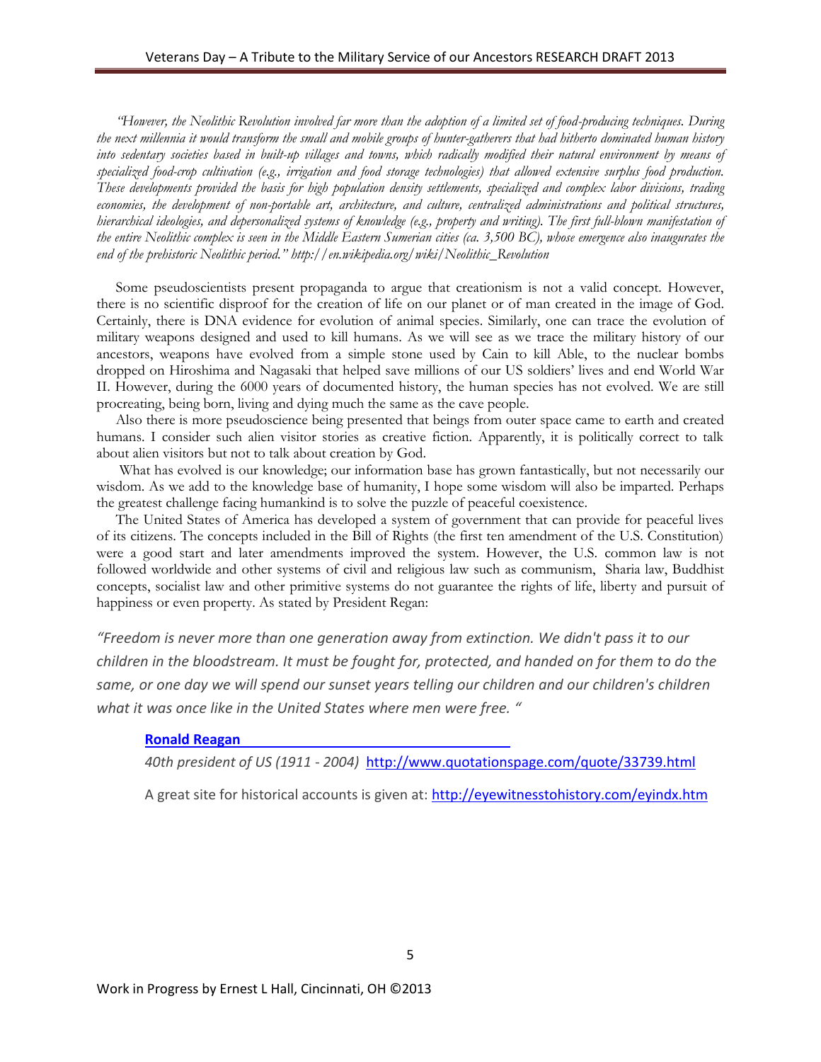*"However, the Neolithic Revolution involved far more than the adoption of a limited set of food-producing techniques. During the next millennia it would transform the small and mobile groups of hunter-gatherers that had hitherto dominated human history into sedentary societies based in built-up villages and towns, which radically modified their natural environment by means of specialized food-crop cultivation (e.g., irrigation and food storage technologies) that allowed extensive surplus food production. These developments provided the basis for high population density settlements, specialized and complex labor divisions, trading economies, the development of non-portable art, architecture, and culture, centralized administrations and political structures, hierarchical ideologies, and depersonalized systems of knowledge (e.g., property and writing). The first full-blown manifestation of the entire Neolithic complex is seen in the Middle Eastern Sumerian cities (ca. 3,500 BC), whose emergence also inaugurates the end of the prehistoric Neolithic period." http://en.wikipedia.org/wiki/Neolithic_Revolution*

Some pseudoscientists present propaganda to argue that creationism is not a valid concept. However, there is no scientific disproof for the creation of life on our planet or of man created in the image of God. Certainly, there is DNA evidence for evolution of animal species. Similarly, one can trace the evolution of military weapons designed and used to kill humans. As we will see as we trace the military history of our ancestors, weapons have evolved from a simple stone used by Cain to kill Able, to the nuclear bombs dropped on Hiroshima and Nagasaki that helped save millions of our US soldiers' lives and end World War II. However, during the 6000 years of documented history, the human species has not evolved. We are still procreating, being born, living and dying much the same as the cave people.

Also there is more pseudoscience being presented that beings from outer space came to earth and created humans. I consider such alien visitor stories as creative fiction. Apparently, it is politically correct to talk about alien visitors but not to talk about creation by God.

What has evolved is our knowledge; our information base has grown fantastically, but not necessarily our wisdom. As we add to the knowledge base of humanity, I hope some wisdom will also be imparted. Perhaps the greatest challenge facing humankind is to solve the puzzle of peaceful coexistence.

The United States of America has developed a system of government that can provide for peaceful lives of its citizens. The concepts included in the Bill of Rights (the first ten amendment of the U.S. Constitution) were a good start and later amendments improved the system. However, the U.S. common law is not followed worldwide and other systems of civil and religious law such as communism, Sharia law, Buddhist concepts, socialist law and other primitive systems do not guarantee the rights of life, liberty and pursuit of happiness or even property. As stated by President Regan:

*"Freedom is never more than one generation away from extinction. We didn't pass it to our children in the bloodstream. It must be fought for, protected, and handed on for them to do the same, or one day we will spend our sunset years telling our children and our children's children what it was once like in the United States where men were free. "*

**Ronald Reagan**

*40th president of US (1911 - 2004)* http://www.quotationspage.com/quote/33739.html

A great site for historical accounts is given at: http://eyewitnesstohistory.com/eyindx.htm